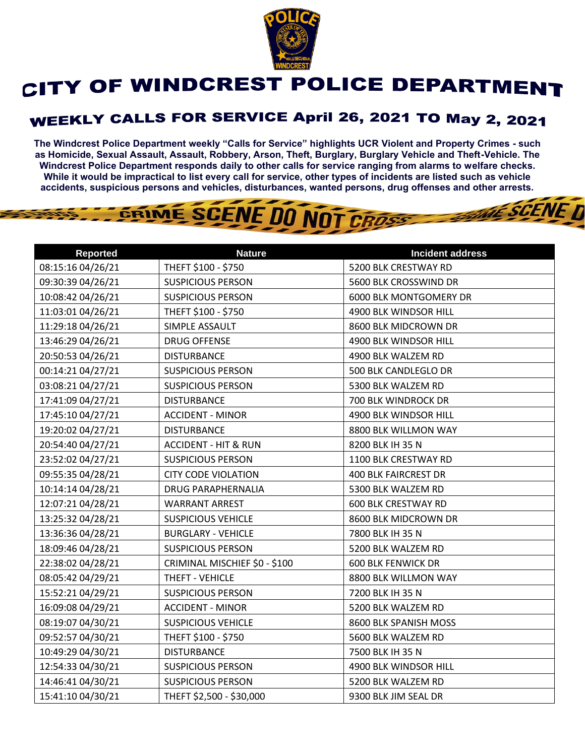# CITY OF WINDCREST POLICE DEPARTMENT

## WEEKLY CALLS FOR SERVICE April 26, 2021 TO May 2, 2021

**The Windcrest Police Department weekly "Calls for Service" highlights UCR Violent and Property Crimes - such as Homicide, Sexual Assault, Assault, Robbery, Arson, Theft, Burglary, Burglary Vehicle and Theft-Vehicle. The Windcrest Police Department responds daily to other calls for service ranging from alarms to welfare checks. While it would be impractical to list every call for service, other types of incidents are listed such as vehicle accidents, suspicious persons and vehicles, disturbances, wanted persons, drug offenses and other arrests.**

| Reported | Nature | Incident address |
|---|---|---|
| 08:15:16 04/26/21 | THEFT $100 - $750 | 5200 BLK CRESTWAY RD |
| 09:30:39 04/26/21 | SUSPICIOUS PERSON | 5600 BLK CROSSWIND DR |
| 10:08:42 04/26/21 | SUSPICIOUS PERSON | 6000 BLK MONTGOMERY DR |
| 11:03:01 04/26/21 | THEFT $100 - $750 | 4900 BLK WINDSOR HILL |
| 11:29:18 04/26/21 | SIMPLE ASSAULT | 8600 BLK MIDCROWN DR |
| 13:46:29 04/26/21 | DRUG OFFENSE | 4900 BLK WINDSOR HILL |
| 20:50:53 04/26/21 | DISTURBANCE | 4900 BLK WALZEM RD |
| 00:14:21 04/27/21 | SUSPICIOUS PERSON | 500 BLK CANDLEGLO DR |
| 03:08:21 04/27/21 | SUSPICIOUS PERSON | 5300 BLK WALZEM RD |
| 17:41:09 04/27/21 | DISTURBANCE | 700 BLK WINDROCK DR |
| 17:45:10 04/27/21 | ACCIDENT - MINOR | 4900 BLK WINDSOR HILL |
| 19:20:02 04/27/21 | DISTURBANCE | 8800 BLK WILLMON WAY |
| 20:54:40 04/27/21 | ACCIDENT - HIT & RUN | 8200 BLK IH 35 N |
| 23:52:02 04/27/21 | SUSPICIOUS PERSON | 1100 BLK CRESTWAY RD |
| 09:55:35 04/28/21 | CITY CODE VIOLATION | 400 BLK FAIRCREST DR |
| 10:14:14 04/28/21 | DRUG PARAPHERNALIA | 5300 BLK WALZEM RD |
| 12:07:21 04/28/21 | WARRANT ARREST | 600 BLK CRESTWAY RD |
| 13:25:32 04/28/21 | SUSPICIOUS VEHICLE | 8600 BLK MIDCROWN DR |
| 13:36:36 04/28/21 | BURGLARY - VEHICLE | 7800 BLK IH 35 N |
| 18:09:46 04/28/21 | SUSPICIOUS PERSON | 5200 BLK WALZEM RD |
| 22:38:02 04/28/21 | CRIMINAL MISCHIEF $0 - $100 | 600 BLK FENWICK DR |
| 08:05:42 04/29/21 | THEFT - VEHICLE | 8800 BLK WILLMON WAY |
| 15:52:21 04/29/21 | SUSPICIOUS PERSON | 7200 BLK IH 35 N |
| 16:09:08 04/29/21 | ACCIDENT - MINOR | 5200 BLK WALZEM RD |
| 08:19:07 04/30/21 | SUSPICIOUS VEHICLE | 8600 BLK SPANISH MOSS |
| 09:52:57 04/30/21 | THEFT $100 - $750 | 5600 BLK WALZEM RD |
| 10:49:29 04/30/21 | DISTURBANCE | 7500 BLK IH 35 N |
| 12:54:33 04/30/21 | SUSPICIOUS PERSON | 4900 BLK WINDSOR HILL |
| 14:46:41 04/30/21 | SUSPICIOUS PERSON | 5200 BLK WALZEM RD |
| 15:41:10 04/30/21 | THEFT $2,500 - $30,000 | 9300 BLK JIM SEAL DR |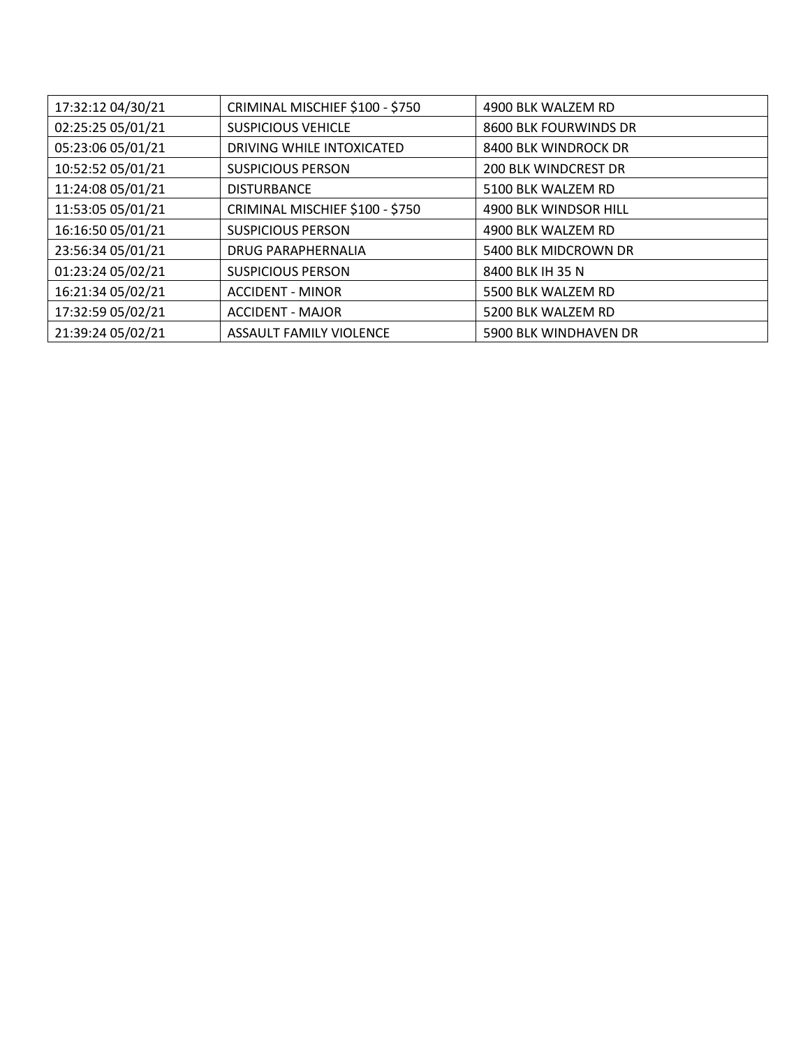| | | |
|---|---|---|
| 17:32:12 04/30/21 | CRIMINAL MISCHIEF $100 - $750 | 4900 BLK WALZEM RD |
| 02:25:25 05/01/21 | SUSPICIOUS VEHICLE | 8600 BLK FOURWINDS DR |
| 05:23:06 05/01/21 | DRIVING WHILE INTOXICATED | 8400 BLK WINDROCK DR |
| 10:52:52 05/01/21 | SUSPICIOUS PERSON | 200 BLK WINDCREST DR |
| 11:24:08 05/01/21 | DISTURBANCE | 5100 BLK WALZEM RD |
| 11:53:05 05/01/21 | CRIMINAL MISCHIEF $100 - $750 | 4900 BLK WINDSOR HILL |
| 16:16:50 05/01/21 | SUSPICIOUS PERSON | 4900 BLK WALZEM RD |
| 23:56:34 05/01/21 | DRUG PARAPHERNALIA | 5400 BLK MIDCROWN DR |
| 01:23:24 05/02/21 | SUSPICIOUS PERSON | 8400 BLK IH 35 N |
| 16:21:34 05/02/21 | ACCIDENT - MINOR | 5500 BLK WALZEM RD |
| 17:32:59 05/02/21 | ACCIDENT - MAJOR | 5200 BLK WALZEM RD |
| 21:39:24 05/02/21 | ASSAULT FAMILY VIOLENCE | 5900 BLK WINDHAVEN DR |